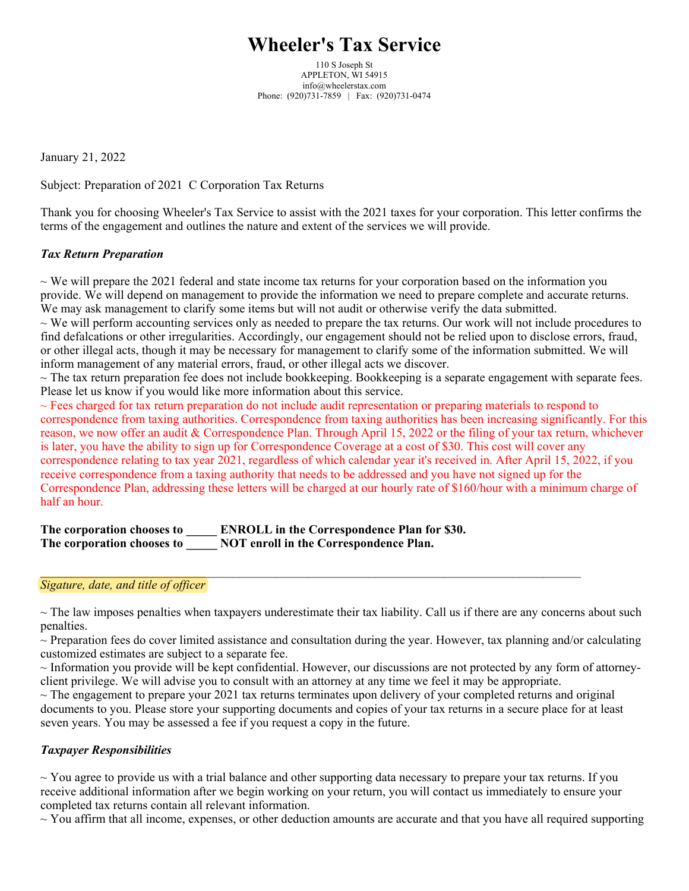# Wheeler's Tax Service

110 S Joseph St
APPLETON, WI 54915
info@wheelerstax.com
Phone: (920)731-7859 | Fax: (920)731-0474

January 21, 2022

Subject: Preparation of 2021 C Corporation Tax Returns

Thank you for choosing Wheeler's Tax Service to assist with the 2021 taxes for your corporation. This letter confirms the terms of the engagement and outlines the nature and extent of the services we will provide.

***Tax Return Preparation***

~ We will prepare the 2021 federal and state income tax returns for your corporation based on the information you provide. We will depend on management to provide the information we need to prepare complete and accurate returns. We may ask management to clarify some items but will not audit or otherwise verify the data submitted.
~ We will perform accounting services only as needed to prepare the tax returns. Our work will not include procedures to find defalcations or other irregularities. Accordingly, our engagement should not be relied upon to disclose errors, fraud, or other illegal acts, though it may be necessary for management to clarify some of the information submitted. We will inform management of any material errors, fraud, or other illegal acts we discover.
~ The tax return preparation fee does not include bookkeeping. Bookkeeping is a separate engagement with separate fees. Please let us know if you would like more information about this service.
~ Fees charged for tax return preparation do not include audit representation or preparing materials to respond to correspondence from taxing authorities. Correspondence from taxing authorities has been increasing significantly. For this reason, we now offer an audit & Correspondence Plan. Through April 15, 2022 or the filing of your tax return, whichever is later, you have the ability to sign up for Correspondence Coverage at a cost of $30. This cost will cover any correspondence relating to tax year 2021, regardless of which calendar year it's received in. After April 15, 2022, if you receive correspondence from a taxing authority that needs to be addressed and you have not signed up for the Correspondence Plan, addressing these letters will be charged at our hourly rate of $160/hour with a minimum charge of half an hour.

**The corporation chooses to _____ ENROLL in the Correspondence Plan for $30.**
**The corporation chooses to _____ NOT enroll in the Correspondence Plan.**

___________________________________________________________________________

*Sigature, date, and title of officer*

~ The law imposes penalties when taxpayers underestimate their tax liability. Call us if there are any concerns about such penalties.
~ Preparation fees do cover limited assistance and consultation during the year. However, tax planning and/or calculating customized estimates are subject to a separate fee.
~ Information you provide will be kept confidential. However, our discussions are not protected by any form of attorney-client privilege. We will advise you to consult with an attorney at any time we feel it may be appropriate.
~ The engagement to prepare your 2021 tax returns terminates upon delivery of your completed returns and original documents to you. Please store your supporting documents and copies of your tax returns in a secure place for at least seven years. You may be assessed a fee if you request a copy in the future.

***Taxpayer Responsibilities***

~ You agree to provide us with a trial balance and other supporting data necessary to prepare your tax returns. If you receive additional information after we begin working on your return, you will contact us immediately to ensure your completed tax returns contain all relevant information.
~ You affirm that all income, expenses, or other deduction amounts are accurate and that you have all required supporting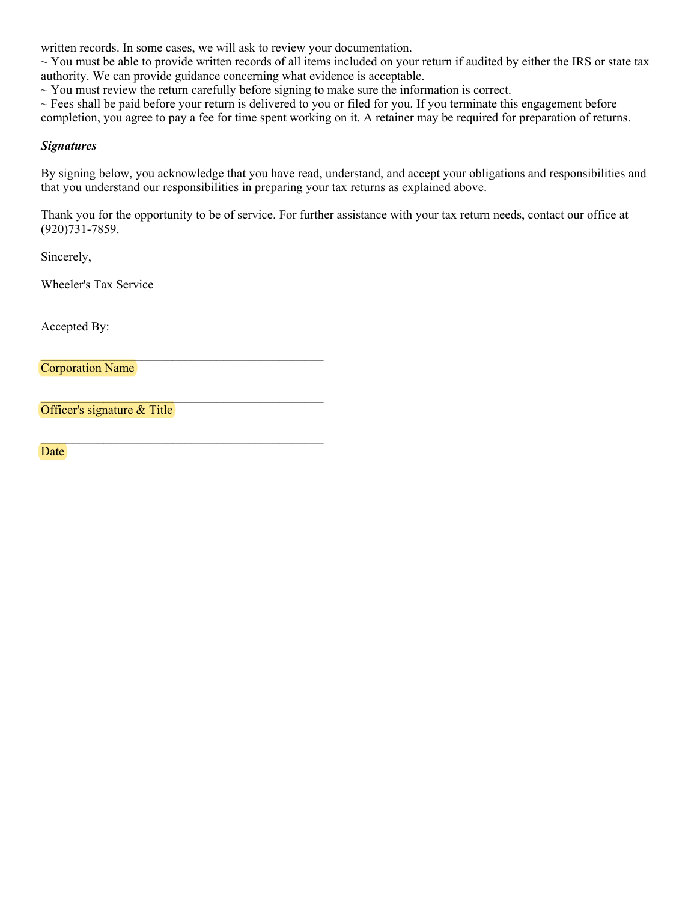written records. In some cases, we will ask to review your documentation.
~ You must be able to provide written records of all items included on your return if audited by either the IRS or state tax authority. We can provide guidance concerning what evidence is acceptable.
~ You must review the return carefully before signing to make sure the information is correct.
~ Fees shall be paid before your return is delivered to you or filed for you. If you terminate this engagement before completion, you agree to pay a fee for time spent working on it. A retainer may be required for preparation of returns.

***Signatures***

By signing below, you acknowledge that you have read, understand, and accept your obligations and responsibilities and that you understand our responsibilities in preparing your tax returns as explained above.

Thank you for the opportunity to be of service. For further assistance with your tax return needs, contact our office at (920)731-7859.

Sincerely,

Wheeler's Tax Service

Accepted By:

_____________________________________________
Corporation Name

_____________________________________________
Officer's signature & Title

_____________________________________________
Date